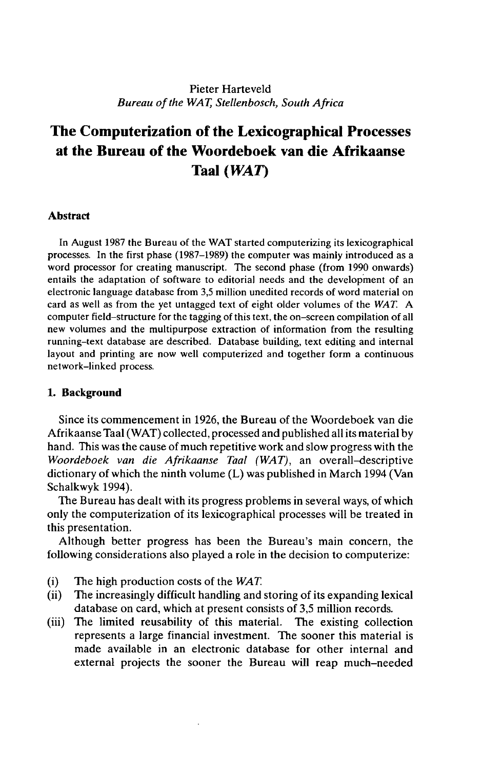Pieter Harteveld
*Bureau of the WAT, Stellenbosch, South Africa*

# The Computerization of the Lexicographical Processes at the Bureau of the Woordeboek van die Afrikaanse Taal (*WAT*)

### Abstract

In August 1987 the Bureau of the WAT started computerizing its lexicographical processes. In the first phase (1987–1989) the computer was mainly introduced as a word processor for creating manuscript. The second phase (from 1990 onwards) entails the adaptation of software to editorial needs and the development of an electronic language database from 3,5 million unedited records of word material on card as well as from the yet untagged text of eight older volumes of the *WAT*. A computer field–structure for the tagging of this text, the on–screen compilation of all new volumes and the multipurpose extraction of information from the resulting running–text database are described. Database building, text editing and internal layout and printing are now well computerized and together form a continuous network–linked process.

### 1. Background

Since its commencement in 1926, the Bureau of the Woordeboek van die Afrikaanse Taal (WAT) collected, processed and published all its material by hand. This was the cause of much repetitive work and slow progress with the *Woordeboek van die Afrikaanse Taal (WAT)*, an overall–descriptive dictionary of which the ninth volume (L) was published in March 1994 (Van Schalkwyk 1994).

The Bureau has dealt with its progress problems in several ways, of which only the computerization of its lexicographical processes will be treated in this presentation.

Although better progress has been the Bureau's main concern, the following considerations also played a role in the decision to computerize:

(i) The high production costs of the *WAT*.
(ii) The increasingly difficult handling and storing of its expanding lexical database on card, which at present consists of 3,5 million records.
(iii) The limited reusability of this material. The existing collection represents a large financial investment. The sooner this material is made available in an electronic database for other internal and external projects the sooner the Bureau will reap much–needed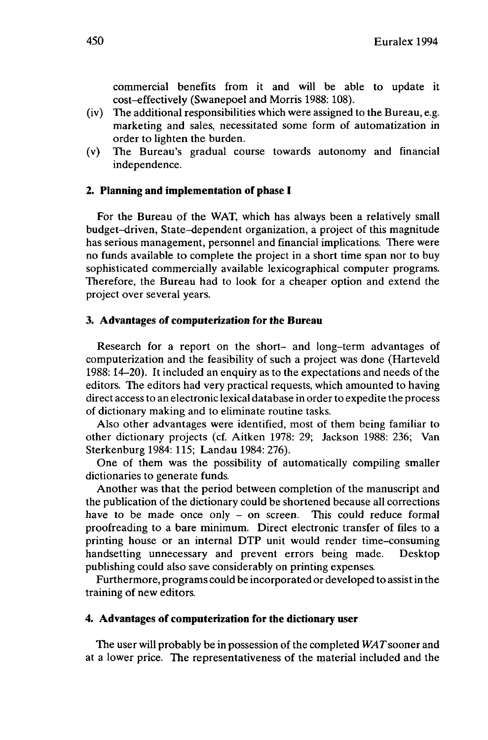commercial benefits from it and will be able to update it cost-effectively (Swanepoel and Morris 1988: 108).

(iv) The additional responsibilities which were assigned to the Bureau, e.g. marketing and sales, necessitated some form of automatization in order to lighten the burden.

(v) The Bureau's gradual course towards autonomy and financial independence.

## 2. Planning and implementation of phase I

For the Bureau of the WAT, which has always been a relatively small budget-driven, State-dependent organization, a project of this magnitude has serious management, personnel and financial implications. There were no funds available to complete the project in a short time span nor to buy sophisticated commercially available lexicographical computer programs. Therefore, the Bureau had to look for a cheaper option and extend the project over several years.

## 3. Advantages of computerization for the Bureau

Research for a report on the short- and long-term advantages of computerization and the feasibility of such a project was done (Harteveld 1988: 14–20). It included an enquiry as to the expectations and needs of the editors. The editors had very practical requests, which amounted to having direct access to an electronic lexical database in order to expedite the process of dictionary making and to eliminate routine tasks.

Also other advantages were identified, most of them being familiar to other dictionary projects (cf. Aitken 1978: 29; Jackson 1988: 236; Van Sterkenburg 1984: 115; Landau 1984: 276).

One of them was the possibility of automatically compiling smaller dictionaries to generate funds.

Another was that the period between completion of the manuscript and the publication of the dictionary could be shortened because all corrections have to be made once only – on screen. This could reduce formal proofreading to a bare minimum. Direct electronic transfer of files to a printing house or an internal DTP unit would render time-consuming handsetting unnecessary and prevent errors being made. Desktop publishing could also save considerably on printing expenses.

Furthermore, programs could be incorporated or developed to assist in the training of new editors.

## 4. Advantages of computerization for the dictionary user

The user will probably be in possession of the completed *WAT* sooner and at a lower price. The representativeness of the material included and the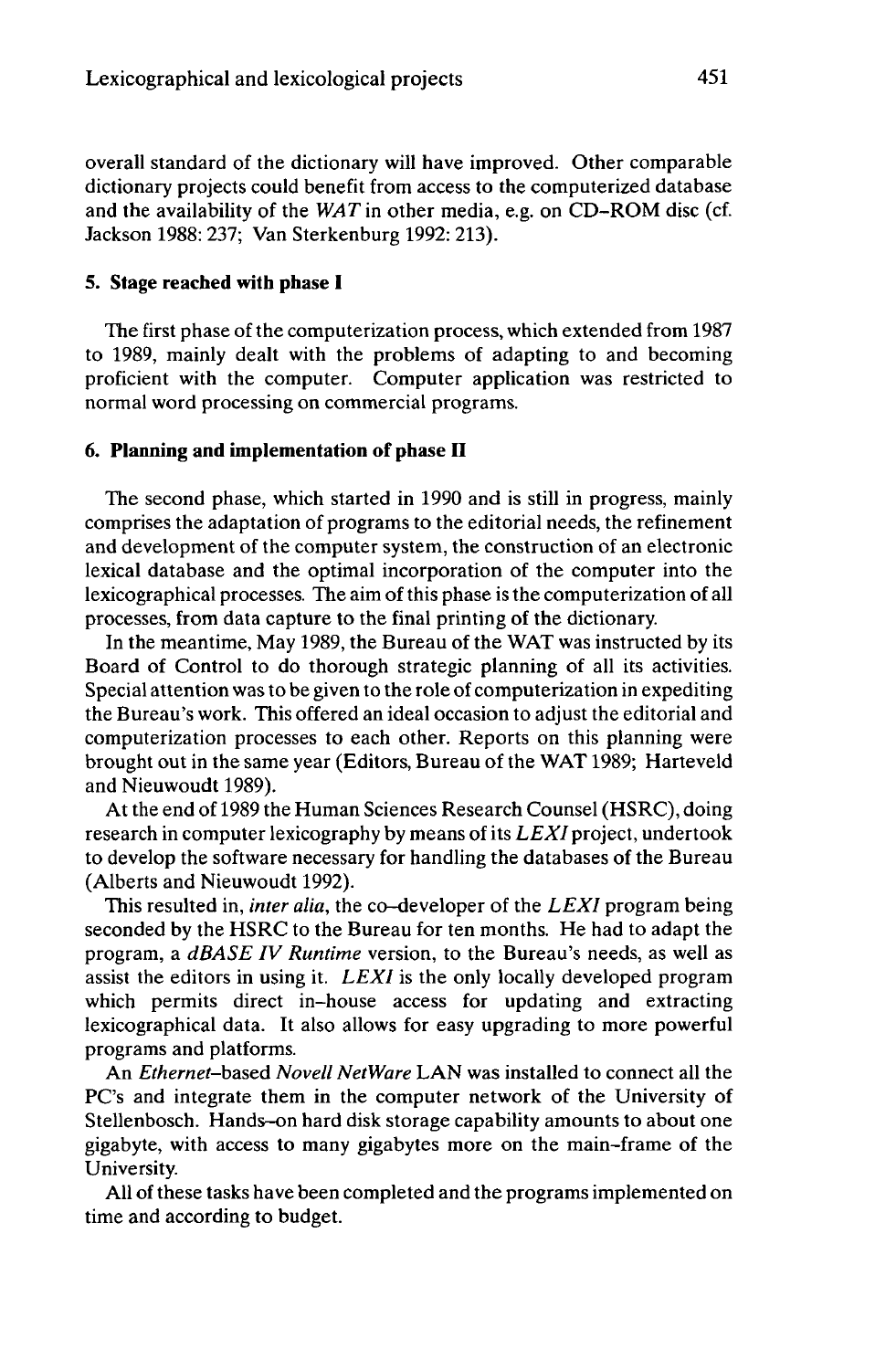overall standard of the dictionary will have improved. Other comparable dictionary projects could benefit from access to the computerized database and the availability of the *WAT* in other media, e.g. on CD-ROM disc (cf. Jackson 1988: 237; Van Sterkenburg 1992: 213).

### 5. Stage reached with phase I

The first phase of the computerization process, which extended from 1987 to 1989, mainly dealt with the problems of adapting to and becoming proficient with the computer. Computer application was restricted to normal word processing on commercial programs.

### 6. Planning and implementation of phase II

The second phase, which started in 1990 and is still in progress, mainly comprises the adaptation of programs to the editorial needs, the refinement and development of the computer system, the construction of an electronic lexical database and the optimal incorporation of the computer into the lexicographical processes. The aim of this phase is the computerization of all processes, from data capture to the final printing of the dictionary.

In the meantime, May 1989, the Bureau of the WAT was instructed by its Board of Control to do thorough strategic planning of all its activities. Special attention was to be given to the role of computerization in expediting the Bureau's work. This offered an ideal occasion to adjust the editorial and computerization processes to each other. Reports on this planning were brought out in the same year (Editors, Bureau of the WAT 1989; Harteveld and Nieuwoudt 1989).

At the end of 1989 the Human Sciences Research Counsel (HSRC), doing research in computer lexicography by means of its *LEXI* project, undertook to develop the software necessary for handling the databases of the Bureau (Alberts and Nieuwoudt 1992).

This resulted in, *inter alia*, the co–developer of the *LEXI* program being seconded by the HSRC to the Bureau for ten months. He had to adapt the program, a *dBASE IV Runtime* version, to the Bureau's needs, as well as assist the editors in using it. *LEXI* is the only locally developed program which permits direct in-house access for updating and extracting lexicographical data. It also allows for easy upgrading to more powerful programs and platforms.

An *Ethernet*–based *Novell NetWare* LAN was installed to connect all the PC's and integrate them in the computer network of the University of Stellenbosch. Hands–on hard disk storage capability amounts to about one gigabyte, with access to many gigabytes more on the main-frame of the University.

All of these tasks have been completed and the programs implemented on time and according to budget.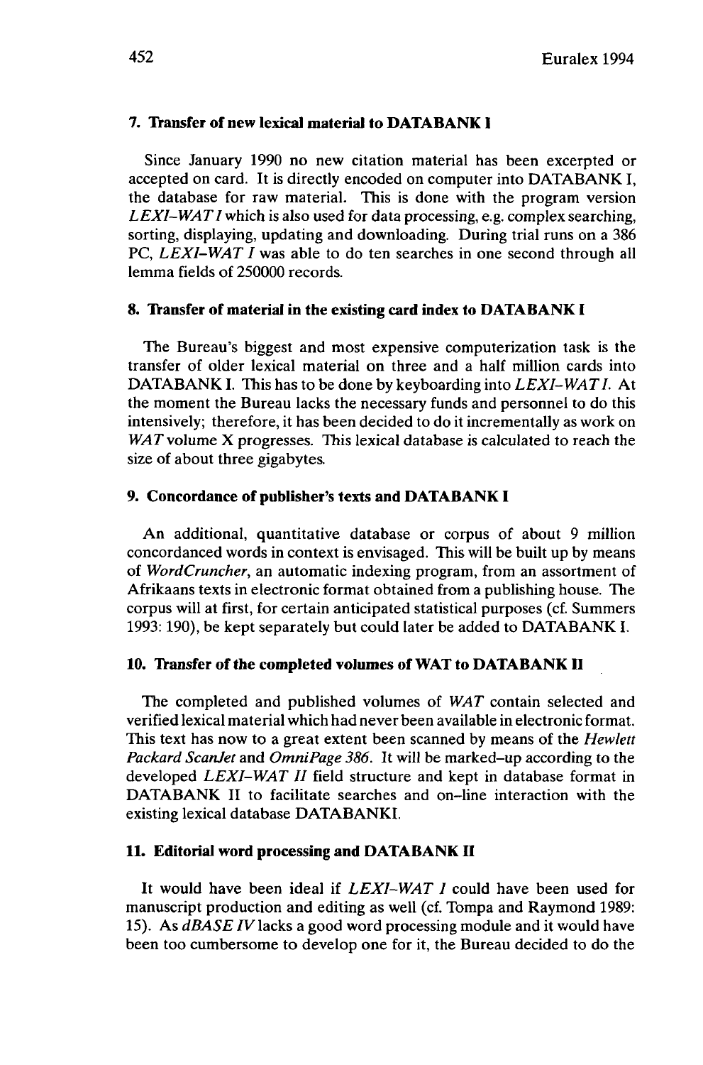### 7. Transfer of new lexical material to DATABANK I

Since January 1990 no new citation material has been excerpted or accepted on card. It is directly encoded on computer into DATABANK I, the database for raw material. This is done with the program version *LEXI–WAT I* which is also used for data processing, e.g. complex searching, sorting, displaying, updating and downloading. During trial runs on a 386 PC, *LEXI–WAT I* was able to do ten searches in one second through all lemma fields of 250000 records.

### 8. Transfer of material in the existing card index to DATABANK I

The Bureau's biggest and most expensive computerization task is the transfer of older lexical material on three and a half million cards into DATABANK I. This has to be done by keyboarding into *LEXI–WAT I*. At the moment the Bureau lacks the necessary funds and personnel to do this intensively; therefore, it has been decided to do it incrementally as work on *WAT* volume X progresses. This lexical database is calculated to reach the size of about three gigabytes.

### 9. Concordance of publisher's texts and DATABANK I

An additional, quantitative database or corpus of about 9 million concordanced words in context is envisaged. This will be built up by means of *WordCruncher*, an automatic indexing program, from an assortment of Afrikaans texts in electronic format obtained from a publishing house. The corpus will at first, for certain anticipated statistical purposes (cf. Summers 1993: 190), be kept separately but could later be added to DATABANK I.

### 10. Transfer of the completed volumes of WAT to DATABANK II

The completed and published volumes of *WAT* contain selected and verified lexical material which had never been available in electronic format. This text has now to a great extent been scanned by means of the *Hewlett Packard ScanJet* and *OmniPage 386*. It will be marked–up according to the developed *LEXI–WAT II* field structure and kept in database format in DATABANK II to facilitate searches and on–line interaction with the existing lexical database DATABANKI.

### 11. Editorial word processing and DATABANK II

It would have been ideal if *LEXI–WAT I* could have been used for manuscript production and editing as well (cf. Tompa and Raymond 1989: 15). As *dBASE IV* lacks a good word processing module and it would have been too cumbersome to develop one for it, the Bureau decided to do the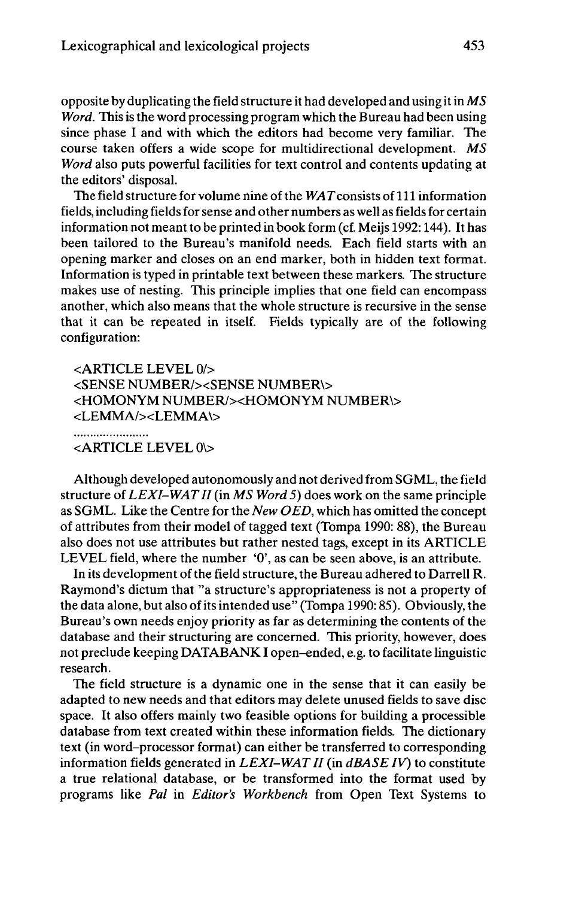opposite by duplicating the field structure it had developed and using it in *MS Word*. This is the word processing program which the Bureau had been using since phase I and with which the editors had become very familiar. The course taken offers a wide scope for multidirectional development. *MS Word* also puts powerful facilities for text control and contents updating at the editors' disposal.

The field structure for volume nine of the *WAT* consists of 111 information fields, including fields for sense and other numbers as well as fields for certain information not meant to be printed in book form (cf. Meijs 1992: 144). It has been tailored to the Bureau's manifold needs. Each field starts with an opening marker and closes on an end marker, both in hidden text format. Information is typed in printable text between these markers. The structure makes use of nesting. This principle implies that one field can encompass another, which also means that the whole structure is recursive in the sense that it can be repeated in itself. Fields typically are of the following configuration:

```
<ARTICLE LEVEL 0/>
<SENSE NUMBER/><SENSE NUMBER\>
<HOMONYM NUMBER/><HOMONYM NUMBER\>
<LEMMA/><LEMMA\>
......................
<ARTICLE LEVEL 0\>
```

Although developed autonomously and not derived from SGML, the field structure of *LEXI–WAT II* (in *MS Word 5*) does work on the same principle as SGML. Like the Centre for the *New OED*, which has omitted the concept of attributes from their model of tagged text (Tompa 1990: 88), the Bureau also does not use attributes but rather nested tags, except in its ARTICLE LEVEL field, where the number '0', as can be seen above, is an attribute.

In its development of the field structure, the Bureau adhered to Darrell R. Raymond's dictum that "a structure's appropriateness is not a property of the data alone, but also of its intended use" (Tompa 1990: 85). Obviously, the Bureau's own needs enjoy priority as far as determining the contents of the database and their structuring are concerned. This priority, however, does not preclude keeping DATABANK I open–ended, e.g. to facilitate linguistic research.

The field structure is a dynamic one in the sense that it can easily be adapted to new needs and that editors may delete unused fields to save disc space. It also offers mainly two feasible options for building a processible database from text created within these information fields. The dictionary text (in word–processor format) can either be transferred to corresponding information fields generated in *LEXI–WAT II* (in *dBASE IV*) to constitute a true relational database, or be transformed into the format used by programs like *Pal* in *Editor's Workbench* from Open Text Systems to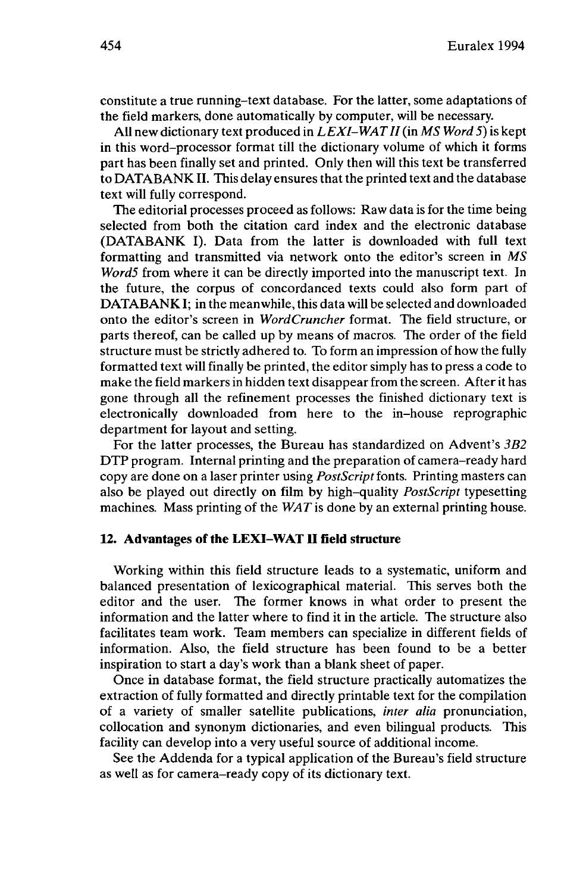constitute a true running-text database. For the latter, some adaptations of the field markers, done automatically by computer, will be necessary.

All new dictionary text produced in *LEXI–WAT II* (in *MS Word 5*) is kept in this word-processor format till the dictionary volume of which it forms part has been finally set and printed. Only then will this text be transferred to DATABANK II. This delay ensures that the printed text and the database text will fully correspond.

The editorial processes proceed as follows: Raw data is for the time being selected from both the citation card index and the electronic database (DATABANK I). Data from the latter is downloaded with full text formatting and transmitted via network onto the editor's screen in *MS Word5* from where it can be directly imported into the manuscript text. In the future, the corpus of concordanced texts could also form part of DATABANK I; in the meanwhile, this data will be selected and downloaded onto the editor's screen in *WordCruncher* format. The field structure, or parts thereof, can be called up by means of macros. The order of the field structure must be strictly adhered to. To form an impression of how the fully formatted text will finally be printed, the editor simply has to press a code to make the field markers in hidden text disappear from the screen. After it has gone through all the refinement processes the finished dictionary text is electronically downloaded from here to the in-house reprographic department for layout and setting.

For the latter processes, the Bureau has standardized on Advent's *3B2* DTP program. Internal printing and the preparation of camera-ready hard copy are done on a laser printer using *PostScript* fonts. Printing masters can also be played out directly on film by high-quality *PostScript* typesetting machines. Mass printing of the *WAT* is done by an external printing house.

## 12. Advantages of the LEXI–WAT II field structure

Working within this field structure leads to a systematic, uniform and balanced presentation of lexicographical material. This serves both the editor and the user. The former knows in what order to present the information and the latter where to find it in the article. The structure also facilitates team work. Team members can specialize in different fields of information. Also, the field structure has been found to be a better inspiration to start a day's work than a blank sheet of paper.

Once in database format, the field structure practically automatizes the extraction of fully formatted and directly printable text for the compilation of a variety of smaller satellite publications, *inter alia* pronunciation, collocation and synonym dictionaries, and even bilingual products. This facility can develop into a very useful source of additional income.

See the Addenda for a typical application of the Bureau's field structure as well as for camera-ready copy of its dictionary text.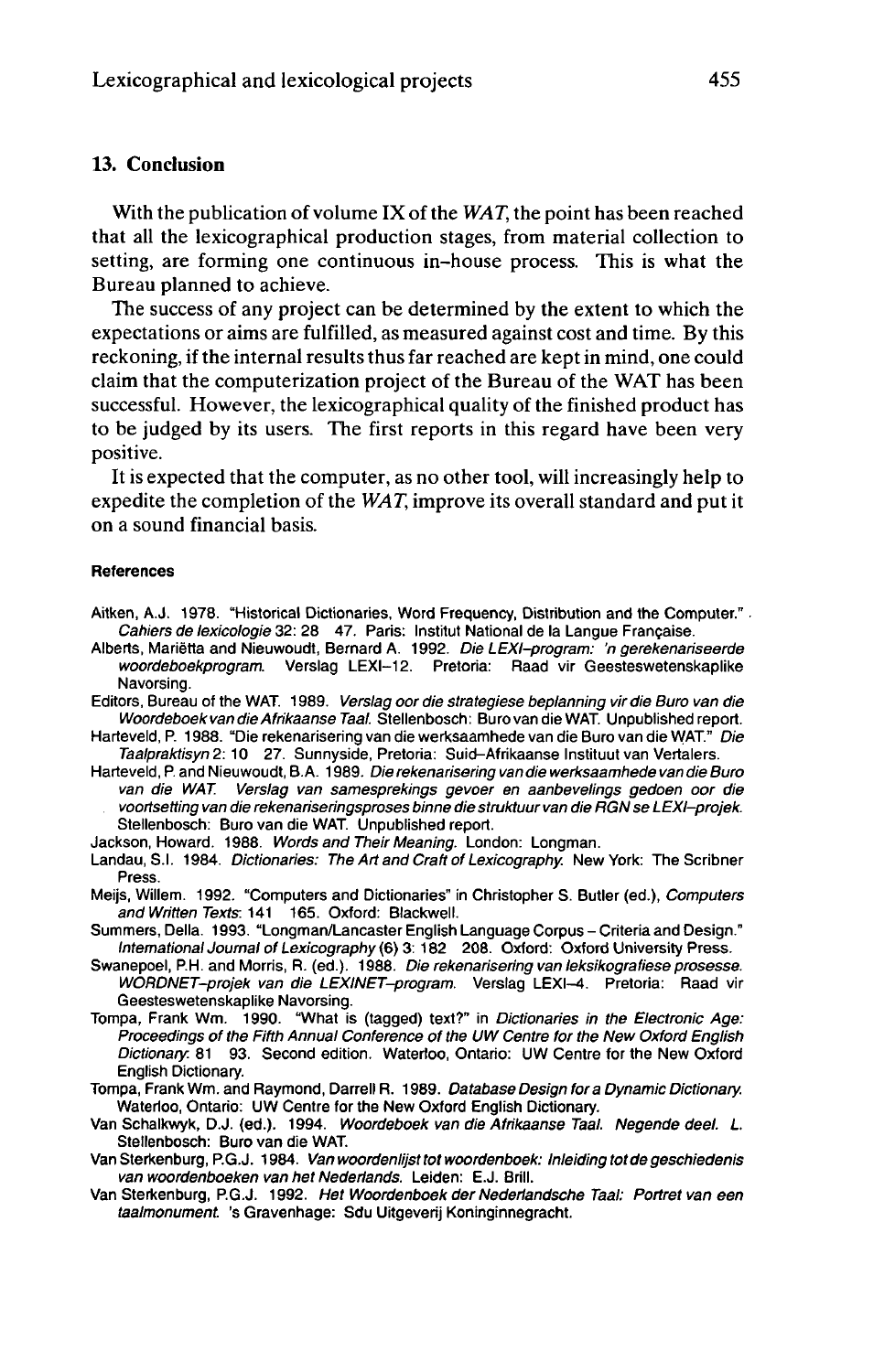## 13. Conclusion

With the publication of volume IX of the *WAT*, the point has been reached that all the lexicographical production stages, from material collection to setting, are forming one continuous in-house process. This is what the Bureau planned to achieve.

The success of any project can be determined by the extent to which the expectations or aims are fulfilled, as measured against cost and time. By this reckoning, if the internal results thus far reached are kept in mind, one could claim that the computerization project of the Bureau of the WAT has been successful. However, the lexicographical quality of the finished product has to be judged by its users. The first reports in this regard have been very positive.

It is expected that the computer, as no other tool, will increasingly help to expedite the completion of the *WAT*, improve its overall standard and put it on a sound financial basis.

#### References

Aitken, A.J. 1978. "Historical Dictionaries, Word Frequency, Distribution and the Computer." *Cahiers de lexicologie* 32: 28 47. Paris: Institut National de la Langue Française.

Alberts, Mariëtta and Nieuwoudt, Bernard A. 1992. *Die LEXI-program: 'n gerekenariseerde woordeboekprogram.* Verslag LEXI-12. Pretoria: Raad vir Geesteswetenskaplike Navorsing.

Editors, Bureau of the WAT. 1989. *Verslag oor die strategiese beplanning vir die Buro van die Woordeboek van die Afrikaanse Taal.* Stellenbosch: Buro van die WAT. Unpublished report.

Harteveld, P. 1988. "Die rekenarisering van die werksaamhede van die Buro van die WAT." *Die Taalpraktisyn* 2: 10 27. Sunnyside, Pretoria: Suid-Afrikaanse Instituut van Vertalers.

Harteveld, P. and Nieuwoudt, B.A. 1989. *Die rekenarisering van die werksaamhede van die Buro van die WAT. Verslag van samesprekings gevoer en aanbevelings gedoen oor die voortsetting van die rekenariseringsproses binne die struktuur van die RGN se LEXI-projek.* Stellenbosch: Buro van die WAT. Unpublished report.

Jackson, Howard. 1988. *Words and Their Meaning.* London: Longman.

Landau, S.I. 1984. *Dictionaries: The Art and Craft of Lexicography.* New York: The Scribner Press.

Meijs, Willem. 1992. "Computers and Dictionaries" in Christopher S. Butler (ed.), *Computers and Written Texts*: 141 165. Oxford: Blackwell.

Summers, Della. 1993. "Longman/Lancaster English Language Corpus – Criteria and Design." *International Journal of Lexicography* (6) 3: 182 208. Oxford: Oxford University Press.

Swanepoel, P.H. and Morris, R. (ed.). 1988. *Die rekenarisering van leksikografiese prosesse. WORDNET-projek van die LEXINET-program.* Verslag LEXI-4. Pretoria: Raad vir Geesteswetenskaplike Navorsing.

Tompa, Frank Wm. 1990. "What is (tagged) text?" in *Dictionaries in the Electronic Age: Proceedings of the Fifth Annual Conference of the UW Centre for the New Oxford English Dictionary*: 81 93. Second edition. Waterloo, Ontario: UW Centre for the New Oxford English Dictionary.

Tompa, Frank Wm. and Raymond, Darrell R. 1989. *Database Design for a Dynamic Dictionary.* Waterloo, Ontario: UW Centre for the New Oxford English Dictionary.

Van Schalkwyk, D.J. (ed.). 1994. *Woordeboek van die Afrikaanse Taal. Negende deel. L.* Stellenbosch: Buro van die WAT.

Van Sterkenburg, P.G.J. 1984. *Van woordenlijst tot woordenboek: Inleiding tot de geschiedenis van woordenboeken van het Nederlands.* Leiden: E.J. Brill.

Van Sterkenburg, P.G.J. 1992. *Het Woordenboek der Nederlandsche Taal: Portret van een taalmonument.* 's Gravenhage: Sdu Uitgeverij Koninginnegracht.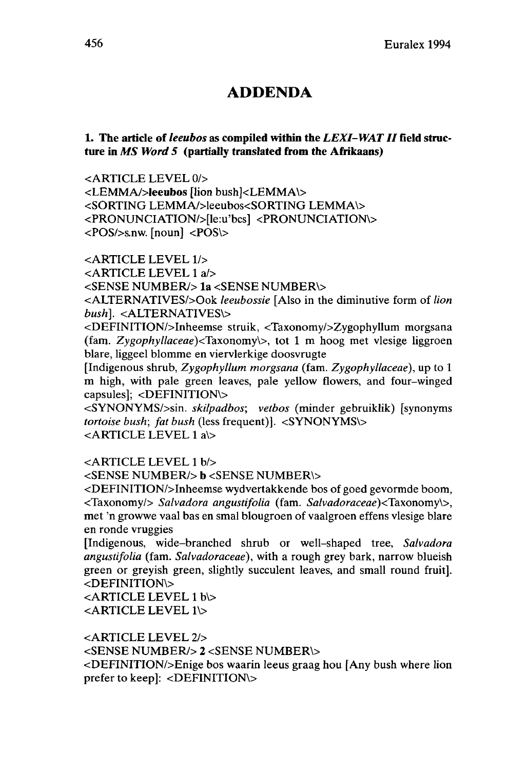# ADDENDA

**1. The article of *leeubos* as compiled within the *LEXI-WAT II* field structure in *MS Word 5* (partially translated from the Afrikaans)**

<ARTICLE LEVEL 0/>
<LEMMA/>**leeubos** [lion bush]<LEMMA\>
<SORTING LEMMA/>leeubos<SORTING LEMMA\>
<PRONUNCIATION/>[le:u'bcs] <PRONUNCIATION\>
<POS/>s.nw. [noun] <POS\>

<ARTICLE LEVEL 1/>
<ARTICLE LEVEL 1 a/>
<SENSE NUMBER/> **1a** <SENSE NUMBER\>
<ALTERNATIVES/>Ook *leeubossie* [Also in the diminutive form of *lion bush*]. <ALTERNATIVES\>
<DEFINITION/>Inheemse struik, <Taxonomy/>Zygophyllum morgsana (fam. *Zygophyllaceae*)<Taxonomy\>, tot 1 m hoog met vlesige liggroen blare, liggeel blomme en viervlerkige doosvrugte
[Indigenous shrub, *Zygophyllum morgsana* (fam. *Zygophyllaceae*), up to 1 m high, with pale green leaves, pale yellow flowers, and four-winged capsules]; <DEFINITION\>
<SYNONYMS/>sin. *skilpadbos*; *vetbos* (minder gebruiklik) [synonyms *tortoise bush*; *fat bush* (less frequent)]. <SYNONYMS\>
<ARTICLE LEVEL 1 a\>

<ARTICLE LEVEL 1 b/>
<SENSE NUMBER/> **b** <SENSE NUMBER\>
<DEFINITION/>Inheemse wydvertakkende bos of goed gevormde boom, <Taxonomy/> *Salvadora angustifolia* (fam. *Salvadoraceae*)<Taxonomy\>, met 'n growwe vaal bas en smal blougroen of vaalgroen effens vlesige blare en ronde vruggies
[Indigenous, wide-branched shrub or well-shaped tree, *Salvadora angustifolia* (fam. *Salvadoraceae*), with a rough grey bark, narrow blueish green or greyish green, slightly succulent leaves, and small round fruit]. <DEFINITION\>
<ARTICLE LEVEL 1 b\>
<ARTICLE LEVEL 1\>

<ARTICLE LEVEL 2/>
<SENSE NUMBER/> **2** <SENSE NUMBER\>
<DEFINITION/>Enige bos waarin leeus graag hou [Any bush where lion prefer to keep]: <DEFINITION\>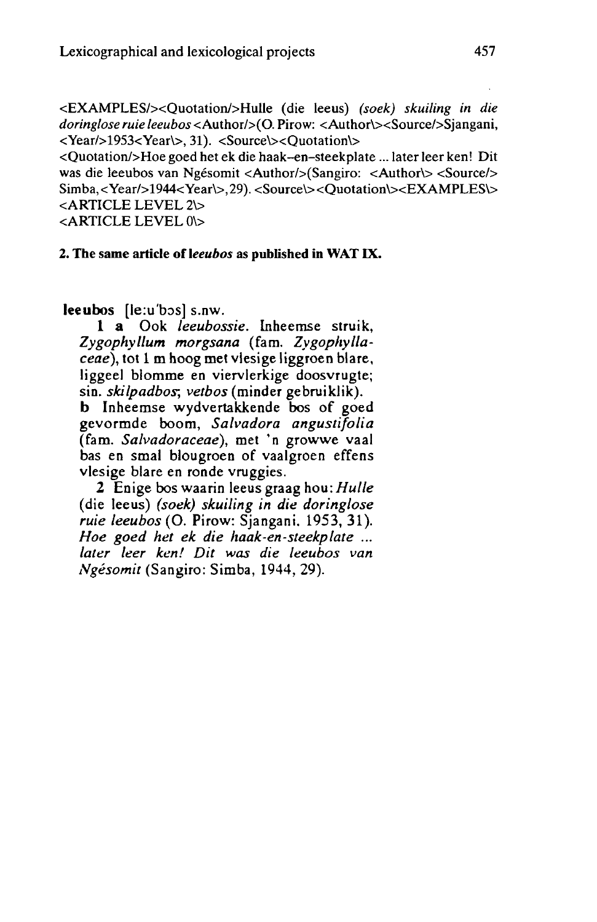<EXAMPLES/><Quotation/>Hulle (die leeus) *(soek) skuiling in die doringlose ruie leeubos* <Author/>(O. Pirow: <Author\><Source/>Sjangani, <Year/>1953<Year\>, 31). <Source\><Quotation\>
<Quotation/>Hoe goed het ek die haak–en–steekplate ... later leer ken! Dit was die leeubos van Ngésomit <Author/>(Sangiro: <Author\> <Source/> Simba, <Year/>1944<Year\>, 29). <Source\><Quotation\><EXAMPLES\>
<ARTICLE LEVEL 2\>
<ARTICLE LEVEL 0\>

**2. The same article of *leeubos* as published in WAT IX.**

**leeubos** [le:u'bɔs] s.nw.

**1 a** Ook *leeubossie*. Inheemse struik, *Zygophyllum morgsana* (fam. *Zygophyllaceae*), tot 1 m hoog met vlesige liggroen blare, liggeel blomme en viervlerkige doosvrugte; sin. *skilpadbos*; *vetbos* (minder gebruiklik).
**b** Inheemse wydvertakkende bos of goed gevormde boom, *Salvadora angustifolia* (fam. *Salvadoraceae*), met 'n growwe vaal bas en smal blougroen of vaalgroen effens vlesige blare en ronde vruggies.

**2** Enige bos waarin leeus graag hou: *Hulle* (die leeus) *(soek) skuiling in die doringlose ruie leeubos* (O. Pirow: Sjangani, 1953, 31). *Hoe goed het ek die haak-en-steekplate ... later leer ken! Dit was die leeubos van Ngésomit* (Sangiro: Simba, 1944, 29).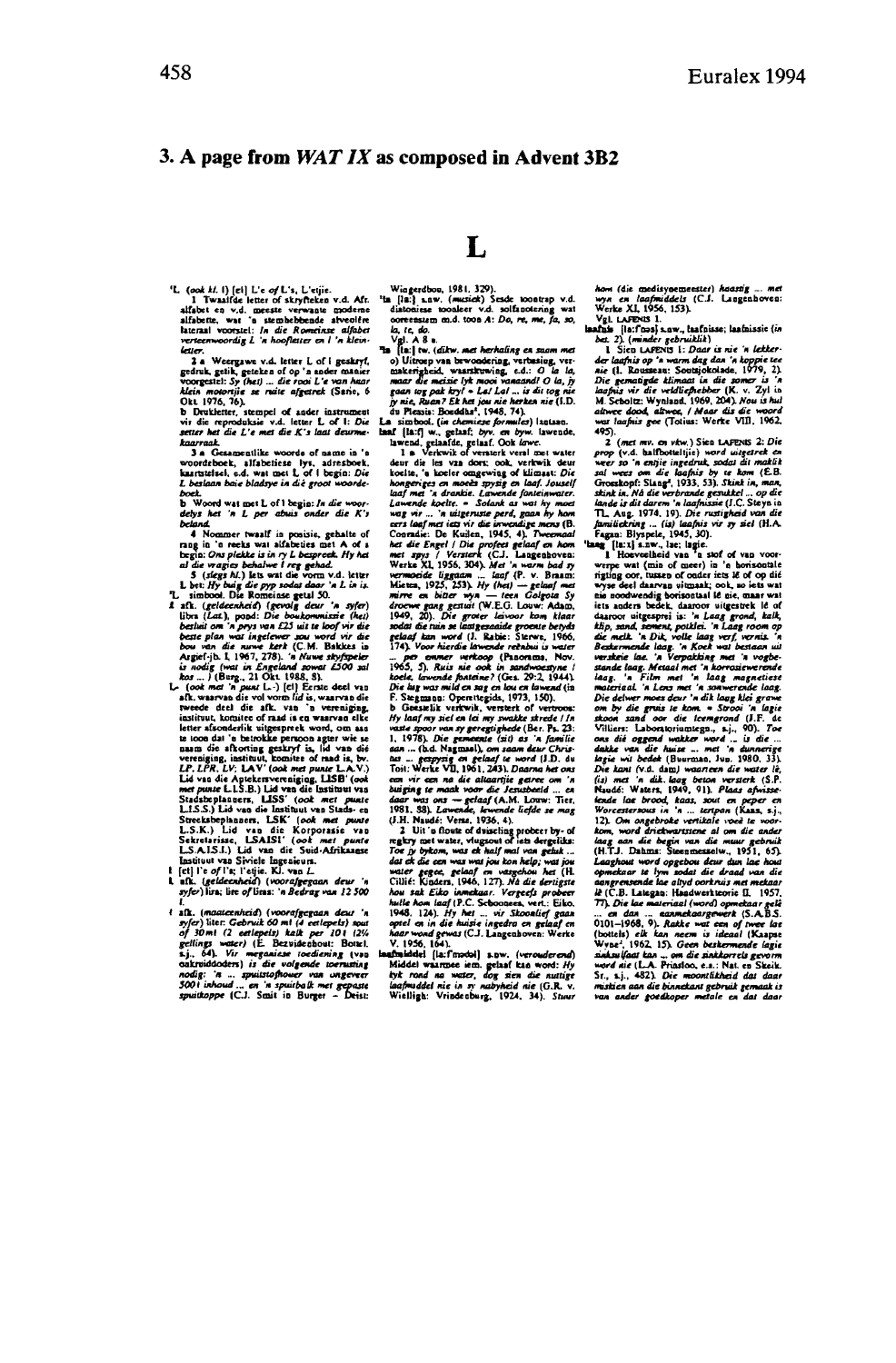## 3. A page from *WAT IX* as composed in Advent 3B2

# L

[1]**L** (*ook kl.* **l**) [el] L'e *of* L's, L'etjie.

**1** Twaalfde letter of skryfteken v.d. Afr. alfabet en v.d. meeste verwante moderne alfabette, wat 'n stemhebbende alveolêre lateraal voorstel: *In die Romeinse alfabet verteenwoordig L 'n hoofletter en l 'n kleinletter.*

**2 a** Weergawe v.d. letter L of l geskryf, gedruk, getik, geteken of op 'n ander manier voorgestel: *Sy (het) ... die rooi L'e van haar klein motortjie se ruite afgetrek* (Sarie, 6 Okt. 1976, 76).

**b** Drukletter, stempel of ander instrument vir die reproduksie v.d. letter L of l: *Die setter het die L'e met die K's laat deurmekaarraak.*

**3 a** Gesamentlike woorde of name in 'n woordeboek, alfabetiese lys, adresboek, kaartstelsel, e.d. wat met L of l begin: *Die L beslaan baie bladsye in dié groot woordeboek.*

**b** Woord wat met L of l begin: *In die woordelys het 'n L per abuis onder die K's beland.*

**4** Nommer twaalf in posisie, gehalte of rang in 'n reeks wat alfabeties met A of a begin: *Ons plekke is in ry L bespreek. Hy het al die vragies behalwe l reg gehad.*

**5** (*slegs kl.*) Iets wat die vorm v.d. letter L het: *Hy buig die pyp sodat daar 'n L in is.*

[2]**L** simbool. Die Romeinse getal 50.

[3]**£** afk. (*geldeenheid*) (*gevolg deur 'n syfer*) libra (*Lat.*), pond: *Die boukommissie (het) besluit om 'n prys van £25 uit te loof vir die beste plan wat ingelewer sou word vir die bou van die nuwe kerk* (C.M. Bakkes in Argief-jb. I, 1967, 278). *'n Nuwe skryfspeler is nodig (wat in Engeland sowat £500 sal kos ... )* (Burg., 21 Okt. 1988, 8).

**L-** (*ook met 'n punt* **L.-**) [el] Eerste deel van afk. waarvan die vol vorm *lid* is, waarvan die tweede deel die afk. van 'n vereniging, instituut, komitee of raad is en waarvan elke letter afsonderlik uitgespreek word, om aan te toon dat 'n betrokke persoon agter wie se naam die afkorting geskryf is, lid van dié vereniging, instituut, komitee of raad is, bv. *LP. LPR. LV*: **LAV** (*ook met punte* **L.A.V.**) Lid van die Aptekersvereniging. **LISB** (*ook met punte* **L.I.S.B.**) Lid van die Instituut van Stadsbeplanners, **LISS** (*ook met punte* **L.I.S.S.**) Lid van die Instituut van Stads- en Streeksbeplanners, **LSK** (*ook met punte* **L.S.K.**) Lid van die Korporasie van Sekretarisse, **LSAISI** (*ook met punte* **L.S.A.I.S.I.**) Lid van die Suid-Afrikaanse Instituut van Siviele Ingenieurs.

**l** [el] l'e *of* l's; l'etjie. Kl. van L.

**l** afk. (*geldeenheid*) (*voorafgegaan deur 'n syfer*) lira; lire *of* liras: *'n Bedrag van 12 500 l.*

**l** afk. (*maateenheid*) (*voorafgegaan deur 'n syfer*) liter: *Gebruik 60 ml (4 eetlepels) sout of 30 ml (2 eetlepels) kalk per 10 l (12½ gellings water)* (E. Bezuidenhout: Bottel. s.j., 64). *Vir meganiese toediening (van onkruiddoders) is die volgende toerusting nodig: 'n ... spuitstofhouer van ongeveer 500 l inhoud ... en 'n spuitbalk met gepaste spuitkoppe* (C.J. Smit in Burger – Deist: Wingerdbou, 1981. 329).

[1]**la** [la:] s.nw. (*musiek*) Sesde toontrap v.d. diatoniese toonleer v.d. solfanotering wat ooreenstem m.d. toon *A*: *Do, re, mi, fa, so, la, te, do.*

Vgl. A 8 a.

[2]**la** [la:] tw. (*dikw. met herhaling en saam met* o) Uitroep van bewondering, verbasing, vermakerigheid, waarskuwing, e.d.: *O la la, maar die meisie lyk mooi vanaand! O la, jy gaan tog pak kry!* • *La! La! ... is dit tog nie jy nie, Ruan? Ek het jou nie herken nie* (I.D. du Plessis: Boeddha², 1948, 74).

**La** simbool. (*in chemiese formules*) lantaan.

**laaf** [la:f] w., gelaaf; *byv. en byw.* lawende, lawend, gelaafde, gelaaf. Ook *lawe*.

**1 a** Verkwik of versterk veral met water deur die les van dors; ook. verkwik deur koelte, 'n koeler omgewing of klimaat: *Die hongeriges en moeës spysig en laaf. Jouself laaf met 'n drankie. Lawende koelte. Lawende fonteinwater.* • *Solank as wat hy moet wag vir ... 'n uitgeruste perd, gaan hy hom eers laaf met iets vir die inwendige mens* (B. Conradie: De Kuilen, 1945, 4). *Tweemaal het die Engel / Die profeet gelaaf en hom met spys / Versterk* (C.J. Langenhoven: Werke XI, 1956, 304). *Met 'n warm bad sy vermoeide liggaam ... laaf* (P. v. Braam: Mietta, 1925, 253). *Hy (het) — gelaaf met mirre en bitter wyn — teen Golgota Sy droewe gang gestuit* (W.E.G. Louw: Adam, 1949, 20). *Die groter leivoor kom klaar sodat die tuin se laatgesaaide groente betyds gelaaf kan word* (J. Rabie: Sterwe, 1966, 174). *Voor hierdie lawende reënbui is water ... per emmer verkoop* (Panorama, Nov. 1965, 5). *Ruis nie ook in sandwoestyne / koele, lawende fonteine?* (Ges. 29:2, 1944). *Die lug was mild en sag en lou en lawend* (in P. Stegmann: Operettegids, 1973, 150).

**b** Geestelik verkwik, versterk of vertroos: *Hy laaf my siel en lei my swakke skrede / In vaste spoor van sy geregtigheede* (Ber. Ps. 23: 1, 1978). *Die gemeente (sit) as 'n familie aan ... (b.d. Nagmaal), om saam deur Christus ... gespysig en gelaaf te word* (J.D. du Toit: Werke VII, 1961, 243). *Daarna het ons een vir een na die altaartjie getree om 'n buiging te maak voor die Jesusbeeld ... en daar was ons ~ gelaaf* (A.M. Louw: Tier, 1981, 58). *Lawende, lewende liefde se mag* (J.H. Naudé: Verse, 1936, 4).

**2** Uit 'n floute of dwiseling probeer by- of regkry met water, vlugsout of iets dergeliks: *Toe jy bykom, was ek half mal van geluk ... dat ek die een was wat jou kon help; wat jou water gegee, gelaaf en vasgehou het* (H. Cillié: Kinders, 1946, 127). *Ná die dertigste hou sak Eiko inmekaar. Vergeefs probeer hulle hom laaf* (P.C. Schoonees, vert.: Eiko, 1948, 124). *Hy het ... vir Skoonlief gaan optel en in die huisie ingedra en gelaaf en haar wond gewas* (C.J. Langenhoven: Werke V, 1956, 164).

**laafmiddel** [la:fmədəl] s.nw. (*verouderend*) Middel waarmee iem. gelaaf kan word: *Hy kyk rond na water, dog sien die nuttige laafmiddel nie in sy nabyheid nie* (G.R. v. Wielligh: Vrindeburg, 1924. 34). *Stuur hom (die medisyoemeester) haastig ... met wyn en laafmiddels* (C.J. Langenhoven: Werke XI, 1956, 153).

Vgl. LAFENIS 1.

**laafnis** [la:fnəs] s.nw., laafnisse; laafnissie (*in bet. 2*). (*minder gebruiklik*)

**1** Sien LAFENIS 1: *Daar is nie 'n lekkerder laafnis op 'n warm dag dan 'n koppie tee nie* (I. Rousseau: Soetsjokolade, 1979, 2). *Die gematigde klimaat in die somer is 'n laafnis vir die veldliefhebber* (K. v. Zyl in M. Scholtz: Wynland, 1969, 204). *Nou is hul altwee dood, altwee, / Maar dis die woord wat laafnis gee* (Totius: Werke VIII, 1962, 495).

**2** (*met mv. en vkw.*) Sien LAFENIS 2: *Die prop (v.d. halfbotteltjie) word uitgetrek en weer so 'n entjie ingedruk, sodat dit maklik sal wees om die laafnis by te kom* (E.B. Grosskopf: Slang², 1933, 53). *Skink in, man, skink in. Ná die verbrande gesukkel ... op die lande is dit darem 'n laafnissie* (J.C. Steyn in TL, Aug. 1974, 19). *Die rustigheid van die familiekring ... (is) laafnis vir sy siel* (H.A. Fagan: Blyspele, 1945, 30).

[1]**laag** [la:x] s.nw., lae; lagie.

**1** Hoeveelheid van 'n stof of van voorwerpe wat (min of meer) in 'n horisontale rigting oor, tussen of onder iets lê of op dié wyse deel daarvan uitmaak; ook, so iets wat nie noodwendig horisontaal lê nie, maar wat iets anders bedek, daaroor uitgestrek lê of daaroor uitgesprei is: *'n Laag grond, kalk, klip, sand, sement, potklei. 'n Laag room op die melk. 'n Dik, volle laag verf, vernis. 'n Beskermende laag. 'n Koek wat bestaan uit verskeie lae. 'n Verpakking met 'n vogbestande laag. Metaal met 'n korrosiewerende laag. 'n Film met 'n laag magnetiese materiaal. 'n Lens met 'n sonwerende laag. Die delwer moes deur 'n dik laag klei grawe om by die gruis te kom.* • *Strooi 'n lagie skoon sand oor die ieemgrond* (J.F. de Villiers: Laboratoriumtegn., s.j., 90). *Toe ons dié oggend wakker word ... is die ... dakke van die huise ... met 'n dunnerige lagie wit bedek* (Buurman, Jun. 1980, 33). *Die kant (v.d. dam) waarteen die water lê, (is) met 'n dik laag beton versterk* (S.P. Naudé: Waters, 1949, 91). *Plaas afwisselende lae brood, kaas, sout en peper en Worcestersous in 'n ... tertpan* (Kaas, s.j., 12). *Om ongebroke vertikale voeë te voorkom, word driekwartstene al om die ander laag aan die begin van die muur gebruik* (H.T.J. Dahms: Steenmesselw., 1951, 65). *Laaghout word opgebou deur dun lae hout opmekaar te lym sodat die draad van die aangrensende lae altyd oorkruis met mekaar lê* (C.B. Lategan: Handwerkteorie II, 1957, 77). *Die lae materiaal (word) opmekaar gelê ... en dan ... aanmekaargewerk* (S.A.B.S. 0101–1968, 9). *Rakke wat een of twee lae (bottels) elk kan neem is ideaal* (Kaapse Wyne², 1962, 15). *Geen beskermende lagie sinksulfaat kan ... om die sinkkorrels gevorm word nie* (L.A. Prinsloo, e.a.: Nat. en Skeik. Sr., s.j., 482). *Die moontlikheid dat daar miskien aan die binnekant gebruik gemaak is van ander goedkoper metale en dat daar*